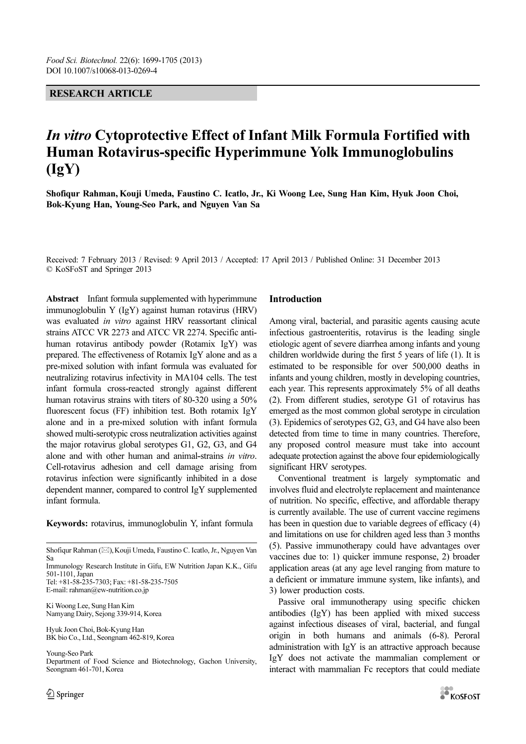RESEARCH ARTICLE

# *In vitro* Cytoprotective Effect of Infant Milk Formula Fortified with Human Rotavirus-specific Hyperimmune Yolk Immunoglobulins (IgY)

**Shofiqur Rahman, Kouji Umeda, Faustino C. Icatlo, Jr., Ki Woong Lee, Sung Han Kim, Hyuk Joon Choi, Bok-Kyung Han, Young-Seo Park, and Nguyen Van Sa**

Received: 7 February 2013 / Revised: 9 April 2013 / Accepted: 17 April 2013 / Published Online: 31 December 2013
© KoSFoST and Springer 2013

**Abstract** Infant formula supplemented with hyperimmune immunoglobulin Y (IgY) against human rotavirus (HRV) was evaluated *in vitro* against HRV reassortant clinical strains ATCC VR 2273 and ATCC VR 2274. Specific anti-human rotavirus antibody powder (Rotamix IgY) was prepared. The effectiveness of Rotamix IgY alone and as a pre-mixed solution with infant formula was evaluated for neutralizing rotavirus infectivity in MA104 cells. The test infant formula cross-reacted strongly against different human rotavirus strains with titers of 80-320 using a 50% fluorescent focus (FF) inhibition test. Both rotamix IgY alone and in a pre-mixed solution with infant formula showed multi-serotypic cross neutralization activities against the major rotavirus global serotypes G1, G2, G3, and G4 alone and with other human and animal-strains *in vitro*. Cell-rotavirus adhesion and cell damage arising from rotavirus infection were significantly inhibited in a dose dependent manner, compared to control IgY supplemented infant formula.

**Keywords:** rotavirus, immunoglobulin Y, infant formula

Shofiqur Rahman (✉), Kouji Umeda, Faustino C. Icatlo, Jr., Nguyen Van Sa
Immunology Research Institute in Gifu, EW Nutrition Japan K.K., Gifu 501-1101, Japan
Tel: +81-58-235-7303; Fax: +81-58-235-7505
E-mail: rahman@ew-nutrition.co.jp

Ki Woong Lee, Sung Han Kim
Namyang Dairy, Sejong 339-914, Korea

Hyuk Joon Choi, Bok-Kyung Han
BK bio Co., Ltd., Seongnam 462-819, Korea

Young-Seo Park
Department of Food Science and Biotechnology, Gachon University, Seongnam 461-701, Korea

## Introduction

Among viral, bacterial, and parasitic agents causing acute infectious gastroenteritis, rotavirus is the leading single etiologic agent of severe diarrhea among infants and young children worldwide during the first 5 years of life (1). It is estimated to be responsible for over 500,000 deaths in infants and young children, mostly in developing countries, each year. This represents approximately 5% of all deaths (2). From different studies, serotype G1 of rotavirus has emerged as the most common global serotype in circulation (3). Epidemics of serotypes G2, G3, and G4 have also been detected from time to time in many countries. Therefore, any proposed control measure must take into account adequate protection against the above four epidemiologically significant HRV serotypes.

Conventional treatment is largely symptomatic and involves fluid and electrolyte replacement and maintenance of nutrition. No specific, effective, and affordable therapy is currently available. The use of current vaccine regimens has been in question due to variable degrees of efficacy (4) and limitations on use for children aged less than 3 months (5). Passive immunotherapy could have advantages over vaccines due to: 1) quicker immune response, 2) broader application areas (at any age level ranging from mature to a deficient or immature immune system, like infants), and 3) lower production costs.

Passive oral immunotherapy using specific chicken antibodies (IgY) has been applied with mixed success against infectious diseases of viral, bacterial, and fungal origin in both humans and animals (6-8). Peroral administration with IgY is an attractive approach because IgY does not activate the mammalian complement or interact with mammalian Fc receptors that could mediate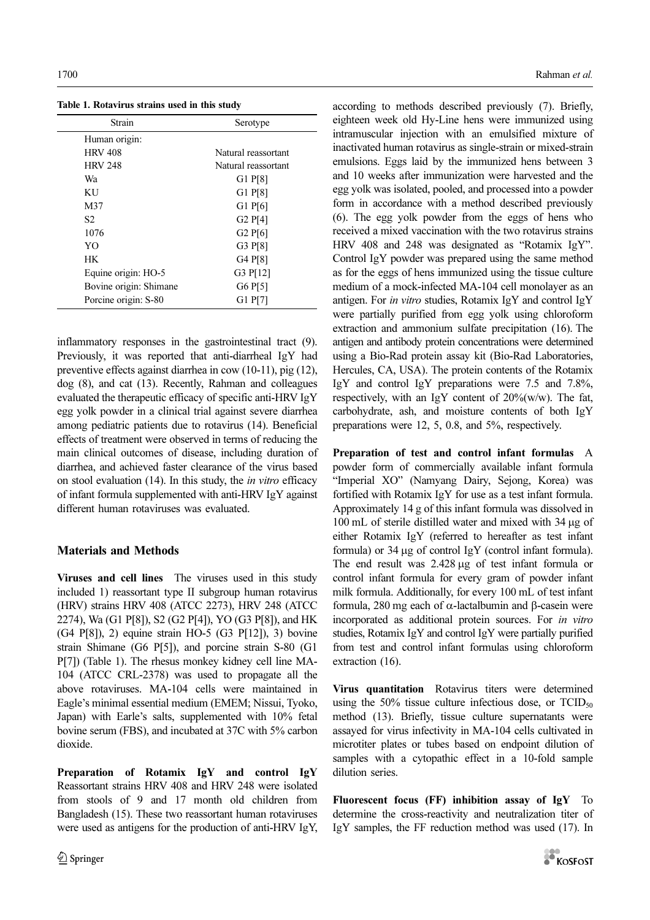**Table 1. Rotavirus strains used in this study**

| Strain | Serotype |
| --- | --- |
| Human origin: | |
| HRV 408 | Natural reassortant |
| HRV 248 | Natural reassortant |
| Wa | G1 P[8] |
| KU | G1 P[8] |
| M37 | G1 P[6] |
| S2 | G2 P[4] |
| 1076 | G2 P[6] |
| YO | G3 P[8] |
| HK | G4 P[8] |
| Equine origin: HO-5 | G3 P[12] |
| Bovine origin: Shimane | G6 P[5] |
| Porcine origin: S-80 | G1 P[7] |

inflammatory responses in the gastrointestinal tract (9). Previously, it was reported that anti-diarrheal IgY had preventive effects against diarrhea in cow (10-11), pig (12), dog (8), and cat (13). Recently, Rahman and colleagues evaluated the therapeutic efficacy of specific anti-HRV IgY egg yolk powder in a clinical trial against severe diarrhea among pediatric patients due to rotavirus (14). Beneficial effects of treatment were observed in terms of reducing the main clinical outcomes of disease, including duration of diarrhea, and achieved faster clearance of the virus based on stool evaluation (14). In this study, the *in vitro* efficacy of infant formula supplemented with anti-HRV IgY against different human rotaviruses was evaluated.

## Materials and Methods

**Viruses and cell lines** The viruses used in this study included 1) reassortant type II subgroup human rotavirus (HRV) strains HRV 408 (ATCC 2273), HRV 248 (ATCC 2274), Wa (G1 P[8]), S2 (G2 P[4]), YO (G3 P[8]), and HK (G4 P[8]), 2) equine strain HO-5 (G3 P[12]), 3) bovine strain Shimane (G6 P[5]), and porcine strain S-80 (G1 P[7]) (Table 1). The rhesus monkey kidney cell line MA-104 (ATCC CRL-2378) was used to propagate all the above rotaviruses. MA-104 cells were maintained in Eagle's minimal essential medium (EMEM; Nissui, Tyoko, Japan) with Earle's salts, supplemented with 10% fetal bovine serum (FBS), and incubated at 37C with 5% carbon dioxide.

**Preparation of Rotamix IgY and control IgY** Reassortant strains HRV 408 and HRV 248 were isolated from stools of 9 and 17 month old children from Bangladesh (15). These two reassortant human rotaviruses were used as antigens for the production of anti-HRV IgY, according to methods described previously (7). Briefly, eighteen week old Hy-Line hens were immunized using intramuscular injection with an emulsified mixture of inactivated human rotavirus as single-strain or mixed-strain emulsions. Eggs laid by the immunized hens between 3 and 10 weeks after immunization were harvested and the egg yolk was isolated, pooled, and processed into a powder form in accordance with a method described previously (6). The egg yolk powder from the eggs of hens who received a mixed vaccination with the two rotavirus strains HRV 408 and 248 was designated as "Rotamix IgY". Control IgY powder was prepared using the same method as for the eggs of hens immunized using the tissue culture medium of a mock-infected MA-104 cell monolayer as an antigen. For *in vitro* studies, Rotamix IgY and control IgY were partially purified from egg yolk using chloroform extraction and ammonium sulfate precipitation (16). The antigen and antibody protein concentrations were determined using a Bio-Rad protein assay kit (Bio-Rad Laboratories, Hercules, CA, USA). The protein contents of the Rotamix IgY and control IgY preparations were 7.5 and 7.8%, respectively, with an IgY content of 20%(w/w). The fat, carbohydrate, ash, and moisture contents of both IgY preparations were 12, 5, 0.8, and 5%, respectively.

**Preparation of test and control infant formulas** A powder form of commercially available infant formula "Imperial XO" (Namyang Dairy, Sejong, Korea) was fortified with Rotamix IgY for use as a test infant formula. Approximately 14 g of this infant formula was dissolved in 100 mL of sterile distilled water and mixed with 34 μg of either Rotamix IgY (referred to hereafter as test infant formula) or 34 μg of control IgY (control infant formula). The end result was 2.428 μg of test infant formula or control infant formula for every gram of powder infant milk formula. Additionally, for every 100 mL of test infant formula, 280 mg each of α-lactalbumin and β-casein were incorporated as additional protein sources. For *in vitro* studies, Rotamix IgY and control IgY were partially purified from test and control infant formulas using chloroform extraction (16).

**Virus quantitation** Rotavirus titers were determined using the 50% tissue culture infectious dose, or $TCID_{50}$ method (13). Briefly, tissue culture supernatants were assayed for virus infectivity in MA-104 cells cultivated in microtiter plates or tubes based on endpoint dilution of samples with a cytopathic effect in a 10-fold sample dilution series.

**Fluorescent focus (FF) inhibition assay of IgY** To determine the cross-reactivity and neutralization titer of IgY samples, the FF reduction method was used (17). In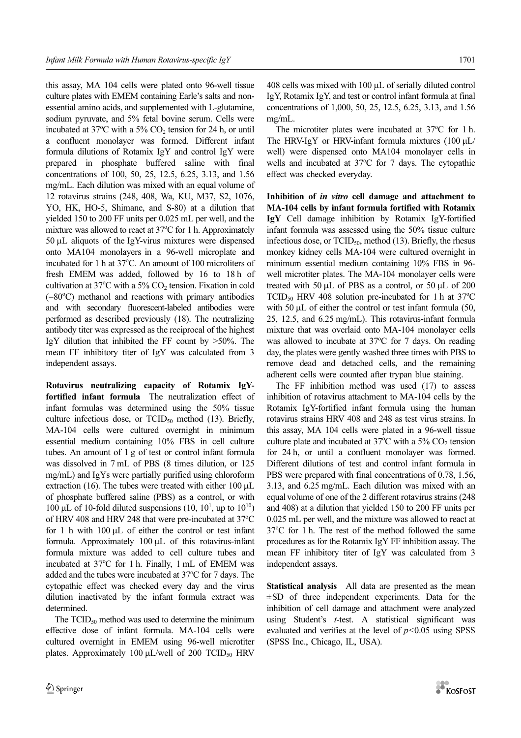this assay, MA 104 cells were plated onto 96-well tissue culture plates with EMEM containing Earle's salts and non-essential amino acids, and supplemented with L-glutamine, sodium pyruvate, and 5% fetal bovine serum. Cells were incubated at 37°C with a 5% $CO_2$ tension for 24 h, or until a confluent monolayer was formed. Different infant formula dilutions of Rotamix IgY and control IgY were prepared in phosphate buffered saline with final concentrations of 100, 50, 25, 12.5, 6.25, 3.13, and 1.56 mg/mL. Each dilution was mixed with an equal volume of 12 rotavirus strains (248, 408, Wa, KU, M37, S2, 1076, YO, HK, HO-5, Shimane, and S-80) at a dilution that yielded 150 to 200 FF units per 0.025 mL per well, and the mixture was allowed to react at 37°C for 1 h. Approximately 50 μL aliquots of the IgY-virus mixtures were dispensed onto MA104 monolayers in a 96-well microplate and incubated for 1 h at 37°C. An amount of 100 microliters of fresh EMEM was added, followed by 16 to 18 h of cultivation at 37°C with a 5% $CO_2$ tension. Fixation in cold (−80°C) methanol and reactions with primary antibodies and with secondary fluorescent-labeled antibodies were performed as described previously (18). The neutralizing antibody titer was expressed as the reciprocal of the highest IgY dilution that inhibited the FF count by >50%. The mean FF inhibitory titer of IgY was calculated from 3 independent assays.

**Rotavirus neutralizing capacity of Rotamix IgY-fortified infant formula** The neutralization effect of infant formulas was determined using the 50% tissue culture infectious dose, or $TCID_{50}$ method (13). Briefly, MA-104 cells were cultured overnight in minimum essential medium containing 10% FBS in cell culture tubes. An amount of 1 g of test or control infant formula was dissolved in 7 mL of PBS (8 times dilution, or 125 mg/mL) and IgYs were partially purified using chloroform extraction (16). The tubes were treated with either 100 μL of phosphate buffered saline (PBS) as a control, or with 100 μL of 10-fold diluted suspensions (10, $10^1$, up to $10^{10}$) of HRV 408 and HRV 248 that were pre-incubated at 37°C for 1 h with 100 μL of either the control or test infant formula. Approximately 100 μL of this rotavirus-infant formula mixture was added to cell culture tubes and incubated at 37°C for 1 h. Finally, 1 mL of EMEM was added and the tubes were incubated at 37°C for 7 days. The cytopathic effect was checked every day and the virus dilution inactivated by the infant formula extract was determined.

The $TCID_{50}$ method was used to determine the minimum effective dose of infant formula. MA-104 cells were cultured overnight in EMEM using 96-well microtiter plates. Approximately 100 μL/well of 200 $TCID_{50}$ HRV 408 cells was mixed with 100 μL of serially diluted control IgY, Rotamix IgY, and test or control infant formula at final concentrations of 1,000, 50, 25, 12.5, 6.25, 3.13, and 1.56 mg/mL.

The microtiter plates were incubated at 37°C for 1 h. The HRV-IgY or HRV-infant formula mixtures (100 μL/well) were dispensed onto MA104 monolayer cells in wells and incubated at 37°C for 7 days. The cytopathic effect was checked everyday.

**Inhibition of *in vitro* cell damage and attachment to MA-104 cells by infant formula fortified with Rotamix IgY** Cell damage inhibition by Rotamix IgY-fortified infant formula was assessed using the 50% tissue culture infectious dose, or $TCID_{50}$, method (13). Briefly, the rhesus monkey kidney cells MA-104 were cultured overnight in minimum essential medium containing 10% FBS in 96-well microtiter plates. The MA-104 monolayer cells were treated with 50 μL of PBS as a control, or 50 μL of 200 $TCID_{50}$ HRV 408 solution pre-incubated for 1 h at 37°C with 50 μL of either the control or test infant formula (50, 25, 12.5, and 6.25 mg/mL). This rotavirus-infant formula mixture that was overlaid onto MA-104 monolayer cells was allowed to incubate at 37°C for 7 days. On reading day, the plates were gently washed three times with PBS to remove dead and detached cells, and the remaining adherent cells were counted after trypan blue staining.

The FF inhibition method was used (17) to assess inhibition of rotavirus attachment to MA-104 cells by the Rotamix IgY-fortified infant formula using the human rotavirus strains HRV 408 and 248 as test virus strains. In this assay, MA 104 cells were plated in a 96-well tissue culture plate and incubated at 37°C with a 5% $CO_2$ tension for 24 h, or until a confluent monolayer was formed. Different dilutions of test and control infant formula in PBS were prepared with final concentrations of 0.78, 1.56, 3.13, and 6.25 mg/mL. Each dilution was mixed with an equal volume of one of the 2 different rotavirus strains (248 and 408) at a dilution that yielded 150 to 200 FF units per 0.025 mL per well, and the mixture was allowed to react at 37°C for 1 h. The rest of the method followed the same procedures as for the Rotamix IgY FF inhibition assay. The mean FF inhibitory titer of IgY was calculated from 3 independent assays.

**Statistical analysis** All data are presented as the mean ±SD of three independent experiments. Data for the inhibition of cell damage and attachment were analyzed using Student's *t*-test. A statistical significant was evaluated and verifies at the level of $p<0.05$ using SPSS (SPSS Inc., Chicago, IL, USA).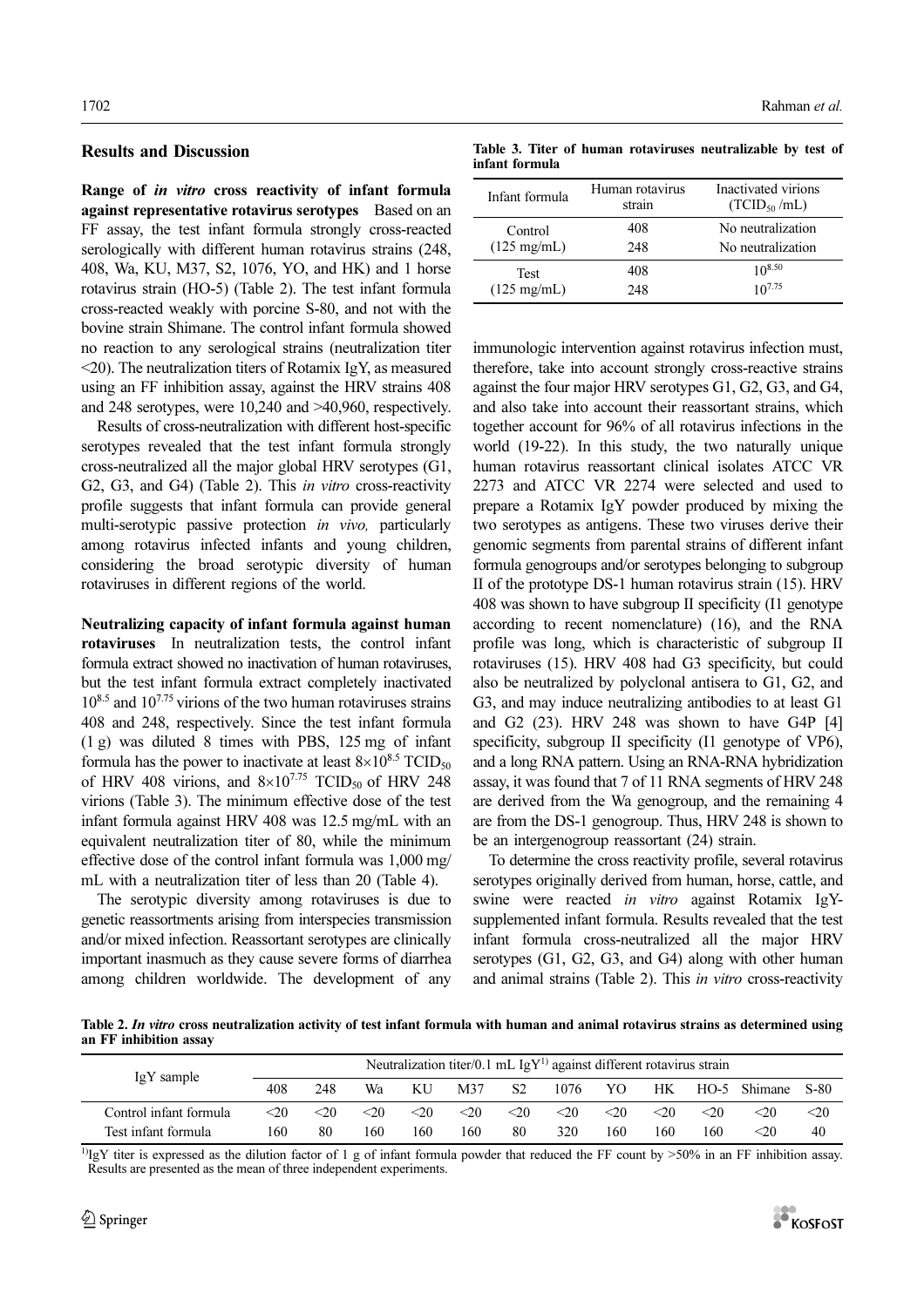## Results and Discussion

**Range of *in vitro* cross reactivity of infant formula against representative rotavirus serotypes** Based on an FF assay, the test infant formula strongly cross-reacted serologically with different human rotavirus strains (248, 408, Wa, KU, M37, S2, 1076, YO, and HK) and 1 horse rotavirus strain (HO-5) (Table 2). The test infant formula cross-reacted weakly with porcine S-80, and not with the bovine strain Shimane. The control infant formula showed no reaction to any serological strains (neutralization titer <20). The neutralization titers of Rotamix IgY, as measured using an FF inhibition assay, against the HRV strains 408 and 248 serotypes, were 10,240 and >40,960, respectively.

Results of cross-neutralization with different host-specific serotypes revealed that the test infant formula strongly cross-neutralized all the major global HRV serotypes (G1, G2, G3, and G4) (Table 2). This *in vitro* cross-reactivity profile suggests that infant formula can provide general multi-serotypic passive protection *in vivo,* particularly among rotavirus infected infants and young children, considering the broad serotypic diversity of human rotaviruses in different regions of the world.

**Neutralizing capacity of infant formula against human rotaviruses** In neutralization tests, the control infant formula extract showed no inactivation of human rotaviruses, but the test infant formula extract completely inactivated $10^{8.5}$ and $10^{7.75}$ virions of the two human rotaviruses strains 408 and 248, respectively. Since the test infant formula (1 g) was diluted 8 times with PBS, 125 mg of infant formula has the power to inactivate at least $8\times10^{8.5}$ $TCID_{50}$ of HRV 408 virions, and $8\times10^{7.75}$ $TCID_{50}$ of HRV 248 virions (Table 3). The minimum effective dose of the test infant formula against HRV 408 was 12.5 mg/mL with an equivalent neutralization titer of 80, while the minimum effective dose of the control infant formula was 1,000 mg/mL with a neutralization titer of less than 20 (Table 4).

The serotypic diversity among rotaviruses is due to genetic reassortments arising from interspecies transmission and/or mixed infection. Reassortant serotypes are clinically important inasmuch as they cause severe forms of diarrhea among children worldwide. The development of any immunologic intervention against rotavirus infection must, therefore, take into account strongly cross-reactive strains against the four major HRV serotypes G1, G2, G3, and G4, and also take into account their reassortant strains, which together account for 96% of all rotavirus infections in the world (19-22). In this study, the two naturally unique human rotavirus reassortant clinical isolates ATCC VR 2273 and ATCC VR 2274 were selected and used to prepare a Rotamix IgY powder produced by mixing the two serotypes as antigens. These two viruses derive their genomic segments from parental strains of different infant formula genogroups and/or serotypes belonging to subgroup II of the prototype DS-1 human rotavirus strain (15). HRV 408 was shown to have subgroup II specificity (I1 genotype according to recent nomenclature) (16), and the RNA profile was long, which is characteristic of subgroup II rotaviruses (15). HRV 408 had G3 specificity, but could also be neutralized by polyclonal antisera to G1, G2, and G3, and may induce neutralizing antibodies to at least G1 and G2 (23). HRV 248 was shown to have G4P [4] specificity, subgroup II specificity (I1 genotype of VP6), and a long RNA pattern. Using an RNA-RNA hybridization assay, it was found that 7 of 11 RNA segments of HRV 248 are derived from the Wa genogroup, and the remaining 4 are from the DS-1 genogroup. Thus, HRV 248 is shown to be an intergenogroup reassortant (24) strain.

To determine the cross reactivity profile, several rotavirus serotypes originally derived from human, horse, cattle, and swine were reacted *in vitro* against Rotamix IgY-supplemented infant formula. Results revealed that the test infant formula cross-neutralized all the major HRV serotypes (G1, G2, G3, and G4) along with other human and animal strains (Table 2). This *in vitro* cross-reactivity

**Table 3. Titer of human rotaviruses neutralizable by test of infant formula**

| Infant formula | Human rotavirus strain | Inactivated virions ($TCID_{50}$ /mL) |
|---|---|---|
| Control (125 mg/mL) | 408 | No neutralization |
| | 248 | No neutralization |
| Test (125 mg/mL) | 408 | $10^{8.50}$ |
| | 248 | $10^{7.75}$ |

**Table 2. *In vitro* cross neutralization activity of test infant formula with human and animal rotavirus strains as determined using an FF inhibition assay**

| IgY sample | Neutralization titer/0.1 mL IgY[1] against different rotavirus strain | | | | | | | | | | | |
|---|---|---|---|---|---|---|---|---|---|---|---|---|
| | 408 | 248 | Wa | KU | M37 | S2 | 1076 | YO | HK | HO-5 | Shimane | S-80 |
| Control infant formula | <20 | <20 | <20 | <20 | <20 | <20 | <20 | <20 | <20 | <20 | <20 | <20 |
| Test infant formula | 160 | 80 | 160 | 160 | 160 | 80 | 320 | 160 | 160 | 160 | <20 | 40 |

[1]IgY titer is expressed as the dilution factor of 1 g of infant formula powder that reduced the FF count by >50% in an FF inhibition assay. Results are presented as the mean of three independent experiments.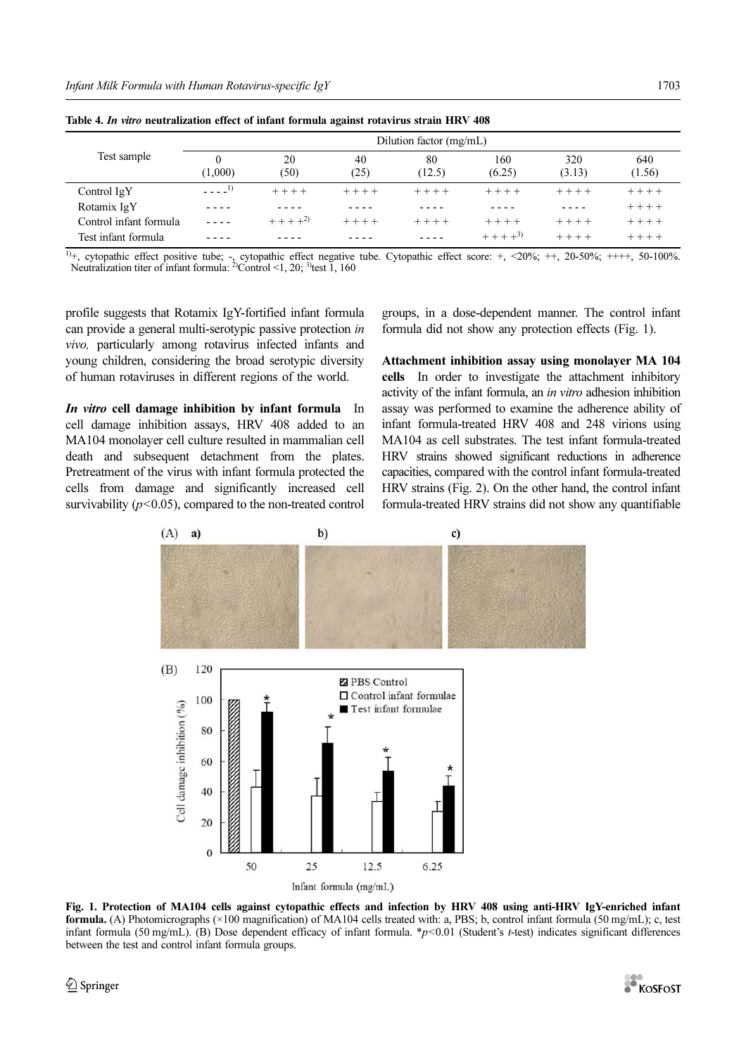**Table 4.** ***In vitro*** **neutralization effect of infant formula against rotavirus strain HRV 408**

| Test sample | Dilution factor (mg/mL) | | | | | | |
|---|---|---|---|---|---|---|---|
| | 0 (1,000) | 20 (50) | 40 (25) | 80 (12.5) | 160 (6.25) | 320 (3.13) | 640 (1.56) |
| Control IgY | - - - -[1)] | + + + + | + + + + | + + + + | + + + + | + + + + | + + + + |
| Rotamix IgY | - - - - | - - - - | - - - - | - - - - | - - - - | - - - - | + + + + |
| Control infant formula | - - - - | + + + +[2)] | + + + + | + + + + | + + + + | + + + + | + + + + |
| Test infant formula | - - - - | - - - - | - - - - | - - - - | + + + +[3)] | + + + + | + + + + |

[1)]+, cytopathic effect positive tube; -, cytopathic effect negative tube. Cytopathic effect score: +, <20%; ++, 20-50%; ++++, 50-100%. Neutralization titer of infant formula: [2)]Control <1, 20; [3)]test 1, 160

profile suggests that Rotamix IgY-fortified infant formula can provide a general multi-serotypic passive protection *in vivo,* particularly among rotavirus infected infants and young children, considering the broad serotypic diversity of human rotaviruses in different regions of the world.

***In vitro*** **cell damage inhibition by infant formula** In cell damage inhibition assays, HRV 408 added to an MA104 monolayer cell culture resulted in mammalian cell death and subsequent detachment from the plates. Pretreatment of the virus with infant formula protected the cells from damage and significantly increased cell survivability ($p<0.05$), compared to the non-treated control groups, in a dose-dependent manner. The control infant formula did not show any protection effects (Fig. 1).

**Attachment inhibition assay using monolayer MA 104 cells** In order to investigate the attachment inhibitory activity of the infant formula, an *in vitro* adhesion inhibition assay was performed to examine the adherence ability of infant formula-treated HRV 408 and 248 virions using MA104 as cell substrates. The test infant formula-treated HRV strains showed significant reductions in adherence capacities, compared with the control infant formula-treated HRV strains (Fig. 2). On the other hand, the control infant formula-treated HRV strains did not show any quantifiable

**Fig. 1. Protection of MA104 cells against cytopathic effects and infection by HRV 408 using anti-HRV IgY-enriched infant formula.** (A) Photomicrographs (×100 magnification) of MA104 cells treated with: a, PBS; b, control infant formula (50 mg/mL); c, test infant formula (50 mg/mL). (B) Dose dependent efficacy of infant formula. *$p<0.01$ (Student's *t*-test) indicates significant differences between the test and control infant formula groups.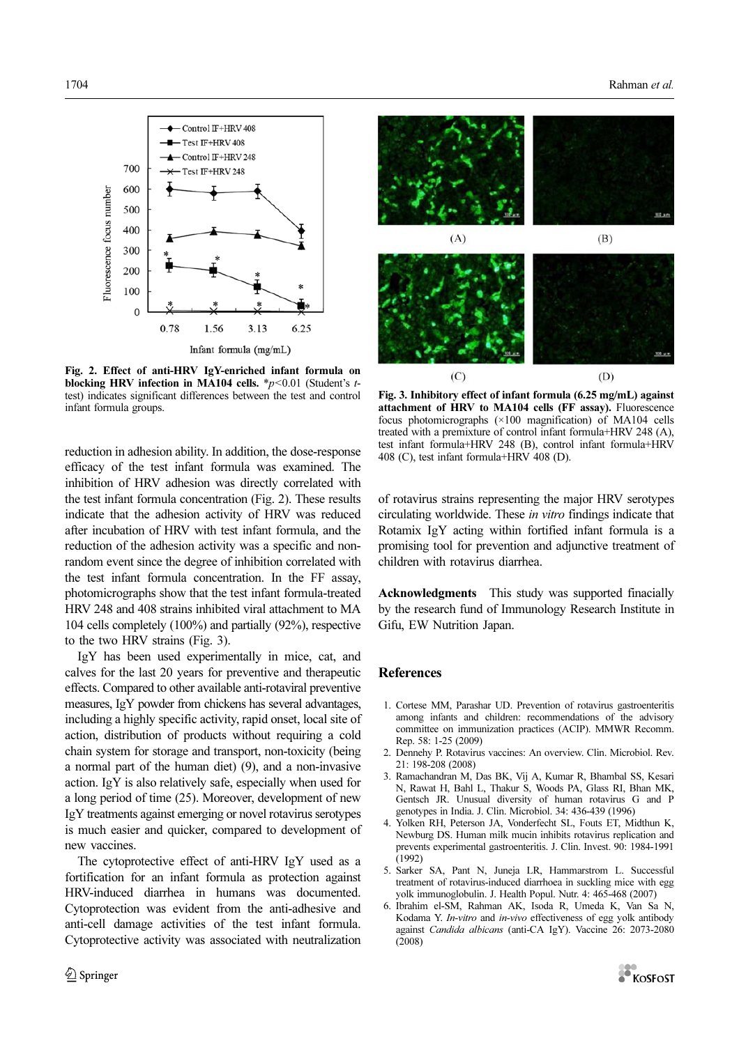Fig. 2. **Effect of anti-HRV IgY-enriched infant formula on blocking HRV infection in MA104 cells.** *$p<0.01$ (Student's *t*-test) indicates significant differences between the test and control infant formula groups.

Fig. 3. **Inhibitory effect of infant formula (6.25 mg/mL) against attachment of HRV to MA104 cells (FF assay).** Fluorescence focus photomicrographs (×100 magnification) of MA104 cells treated with a premixture of control infant formula+HRV 248 (A), test infant formula+HRV 248 (B), control infant formula+HRV 408 (C), test infant formula+HRV 408 (D).

reduction in adhesion ability. In addition, the dose-response efficacy of the test infant formula was examined. The inhibition of HRV adhesion was directly correlated with the test infant formula concentration (Fig. 2). These results indicate that the adhesion activity of HRV was reduced after incubation of HRV with test infant formula, and the reduction of the adhesion activity was a specific and non-random event since the degree of inhibition correlated with the test infant formula concentration. In the FF assay, photomicrographs show that the test infant formula-treated HRV 248 and 408 strains inhibited viral attachment to MA 104 cells completely (100%) and partially (92%), respective to the two HRV strains (Fig. 3).

IgY has been used experimentally in mice, cat, and calves for the last 20 years for preventive and therapeutic effects. Compared to other available anti-rotaviral preventive measures, IgY powder from chickens has several advantages, including a highly specific activity, rapid onset, local site of action, distribution of products without requiring a cold chain system for storage and transport, non-toxicity (being a normal part of the human diet) (9), and a non-invasive action. IgY is also relatively safe, especially when used for a long period of time (25). Moreover, development of new IgY treatments against emerging or novel rotavirus serotypes is much easier and quicker, compared to development of new vaccines.

The cytoprotective effect of anti-HRV IgY used as a fortification for an infant formula as protection against HRV-induced diarrhea in humans was documented. Cytoprotection was evident from the anti-adhesive and anti-cell damage activities of the test infant formula. Cytoprotective activity was associated with neutralization of rotavirus strains representing the major HRV serotypes circulating worldwide. These *in vitro* findings indicate that Rotamix IgY acting within fortified infant formula is a promising tool for prevention and adjunctive treatment of children with rotavirus diarrhea.

**Acknowledgments** This study was supported finacially by the research fund of Immunology Research Institute in Gifu, EW Nutrition Japan.

## References

1. Cortese MM, Parashar UD. Prevention of rotavirus gastroenteritis among infants and children: recommendations of the advisory committee on immunization practices (ACIP). MMWR Recomm. Rep. 58: 1-25 (2009)
2. Dennehy P. Rotavirus vaccines: An overview. Clin. Microbiol. Rev. 21: 198-208 (2008)
3. Ramachandran M, Das BK, Vij A, Kumar R, Bhambal SS, Kesari N, Rawat H, Bahl L, Thakur S, Woods PA, Glass RI, Bhan MK, Gentsch JR. Unusual diversity of human rotavirus G and P genotypes in India. J. Clin. Microbiol. 34: 436-439 (1996)
4. Yolken RH, Peterson JA, Vonderfecht SL, Fouts ET, Midthun K, Newburg DS. Human milk mucin inhibits rotavirus replication and prevents experimental gastroenteritis. J. Clin. Invest. 90: 1984-1991 (1992)
5. Sarker SA, Pant N, Juneja LR, Hammarstrom L. Successful treatment of rotavirus-induced diarrhoea in suckling mice with egg yolk immunoglobulin. J. Health Popul. Nutr. 4: 465-468 (2007)
6. Ibrahim el-SM, Rahman AK, Isoda R, Umeda K, Van Sa N, Kodama Y. *In-vitro* and *in-vivo* effectiveness of egg yolk antibody against *Candida albicans* (anti-CA IgY). Vaccine 26: 2073-2080 (2008)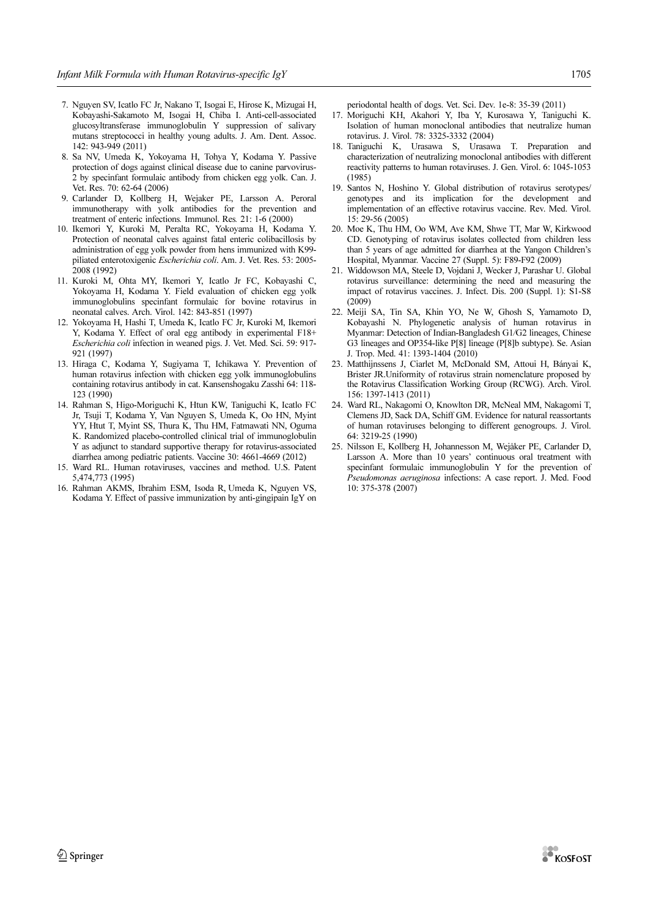7. Nguyen SV, Icatlo FC Jr, Nakano T, Isogai E, Hirose K, Mizugai H, Kobayashi-Sakamoto M, Isogai H, Chiba I. Anti-cell-associated glucosyltransferase immunoglobulin Y suppression of salivary mutans streptococci in healthy young adults. J. Am. Dent. Assoc. 142: 943-949 (2011)
8. Sa NV, Umeda K, Yokoyama H, Tohya Y, Kodama Y. Passive protection of dogs against clinical disease due to canine parvovirus-2 by specinfant formulaic antibody from chicken egg yolk. Can. J. Vet. Res. 70: 62-64 (2006)
9. Carlander D, Kollberg H, Wejaker PE, Larsson A. Peroral immunotherapy with yolk antibodies for the prevention and treatment of enteric infections. Immunol. Res. 21: 1-6 (2000)
10. Ikemori Y, Kuroki M, Peralta RC, Yokoyama H, Kodama Y. Protection of neonatal calves against fatal enteric colibacillosis by administration of egg yolk powder from hens immunized with K99-piliated enterotoxigenic *Escherichia coli*. Am. J. Vet. Res. 53: 2005-2008 (1992)
11. Kuroki M, Ohta MY, Ikemori Y, Icatlo Jr FC, Kobayashi C, Yokoyama H, Kodama Y. Field evaluation of chicken egg yolk immunoglobulins specinfant formulaic for bovine rotavirus in neonatal calves. Arch. Virol. 142: 843-851 (1997)
12. Yokoyama H, Hashi T, Umeda K, Icatlo FC Jr, Kuroki M, Ikemori Y, Kodama Y. Effect of oral egg antibody in experimental F18+ *Escherichia coli* infection in weaned pigs. J. Vet. Med. Sci. 59: 917-921 (1997)
13. Hiraga C, Kodama Y, Sugiyama T, Ichikawa Y. Prevention of human rotavirus infection with chicken egg yolk immunoglobulins containing rotavirus antibody in cat. Kansenshogaku Zasshi 64: 118-123 (1990)
14. Rahman S, Higo-Moriguchi K, Htun KW, Taniguchi K, Icatlo FC Jr, Tsuji T, Kodama Y, Van Nguyen S, Umeda K, Oo HN, Myint YY, Htut T, Myint SS, Thura K, Thu HM, Fatmawati NN, Oguma K. Randomized placebo-controlled clinical trial of immunoglobulin Y as adjunct to standard supportive therapy for rotavirus-associated diarrhea among pediatric patients. Vaccine 30: 4661-4669 (2012)
15. Ward RL. Human rotaviruses, vaccines and method. U.S. Patent 5,474,773 (1995)
16. Rahman AKMS, Ibrahim ESM, Isoda R, Umeda K, Nguyen VS, Kodama Y. Effect of passive immunization by anti-gingipain IgY on periodontal health of dogs. Vet. Sci. Dev. 1e-8: 35-39 (2011)
17. Moriguchi KH, Akahori Y, Iba Y, Kurosawa Y, Taniguchi K. Isolation of human monoclonal antibodies that neutralize human rotavirus. J. Virol. 78: 3325-3332 (2004)
18. Taniguchi K, Urasawa S, Urasawa T. Preparation and characterization of neutralizing monoclonal antibodies with different reactivity patterns to human rotaviruses. J. Gen. Virol. 6: 1045-1053 (1985)
19. Santos N, Hoshino Y. Global distribution of rotavirus serotypes/genotypes and its implication for the development and implementation of an effective rotavirus vaccine. Rev. Med. Virol. 15: 29-56 (2005)
20. Moe K, Thu HM, Oo WM, Ave KM, Shwe TT, Mar W, Kirkwood CD. Genotyping of rotavirus isolates collected from children less than 5 years of age admitted for diarrhea at the Yangon Children's Hospital, Myanmar. Vaccine 27 (Suppl. 5): F89-F92 (2009)
21. Widdowson MA, Steele D, Vojdani J, Wecker J, Parashar U. Global rotavirus surveillance: determining the need and measuring the impact of rotavirus vaccines. J. Infect. Dis. 200 (Suppl. 1): S1-S8 (2009)
22. Meiji SA, Tin SA, Khin YO, Ne W, Ghosh S, Yamamoto D, Kobayashi N. Phylogenetic analysis of human rotavirus in Myanmar: Detection of Indian-Bangladesh G1/G2 lineages, Chinese G3 lineages and OP354-like P[8] lineage (P[8]b subtype). Se. Asian J. Trop. Med. 41: 1393-1404 (2010)
23. Matthijnssens J, Ciarlet M, McDonald SM, Attoui H, Bányai K, Brister JR.Uniformity of rotavirus strain nomenclature proposed by the Rotavirus Classification Working Group (RCWG). Arch. Virol. 156: 1397-1413 (2011)
24. Ward RL, Nakagomi O, Knowlton DR, McNeal MM, Nakagomi T, Clemens JD, Sack DA, Schiff GM. Evidence for natural reassortants of human rotaviruses belonging to different genogroups. J. Virol. 64: 3219-25 (1990)
25. Nilsson E, Kollberg H, Johannesson M, Wejåker PE, Carlander D, Larsson A. More than 10 years' continuous oral treatment with specinfant formulaic immunoglobulin Y for the prevention of *Pseudomonas aeruginosa* infections: A case report. J. Med. Food 10: 375-378 (2007)